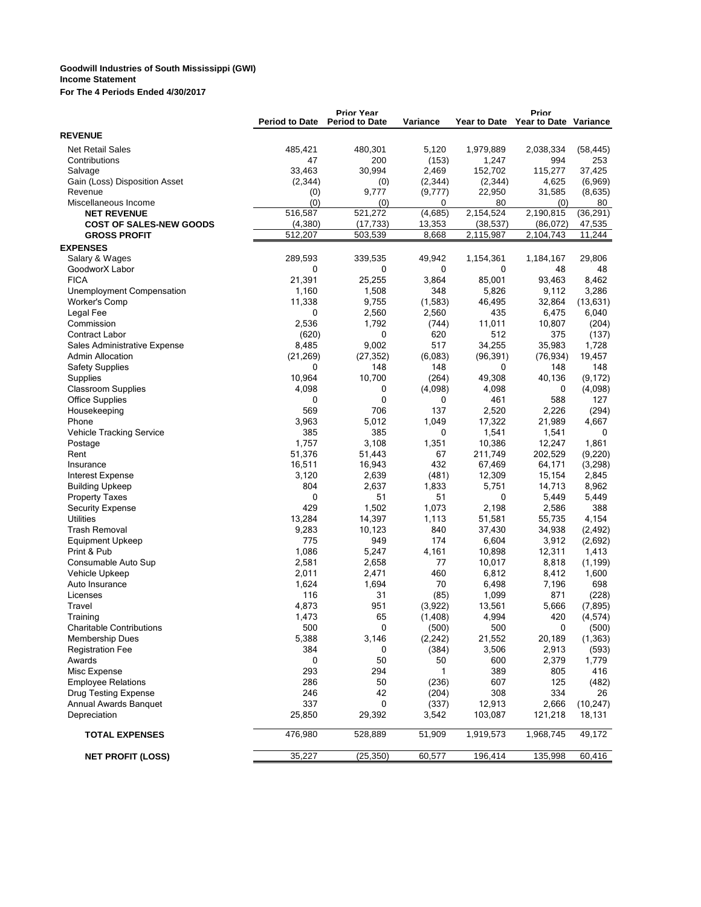**Goodwill Industries of South Mississippi (GWI)**
**Income Statement**
**For The 4 Periods Ended 4/30/2017**

| | Period to Date | Prior Year Period to Date | Variance | Year to Date | Prior Year to Date | Variance |
|---|---|---|---|---|---|---|
| **REVENUE** | | | | | | |
| Net Retail Sales | 485,421 | 480,301 | 5,120 | 1,979,889 | 2,038,334 | (58,445) |
| Contributions | 47 | 200 | (153) | 1,247 | 994 | 253 |
| Salvage | 33,463 | 30,994 | 2,469 | 152,702 | 115,277 | 37,425 |
| Gain (Loss) Disposition Asset | (2,344) | (0) | (2,344) | (2,344) | 4,625 | (6,969) |
| Revenue | (0) | 9,777 | (9,777) | 22,950 | 31,585 | (8,635) |
| Miscellaneous Income | (0) | (0) | 0 | 80 | (0) | 80 |
| **NET REVENUE** | 516,587 | 521,272 | (4,685) | 2,154,524 | 2,190,815 | (36,291) |
| **COST OF SALES-NEW GOODS** | (4,380) | (17,733) | 13,353 | (38,537) | (86,072) | 47,535 |
| **GROSS PROFIT** | 512,207 | 503,539 | 8,668 | 2,115,987 | 2,104,743 | 11,244 |
| **EXPENSES** | | | | | | |
| Salary & Wages | 289,593 | 339,535 | 49,942 | 1,154,361 | 1,184,167 | 29,806 |
| GoodworX Labor | 0 | 0 | 0 | 0 | 48 | 48 |
| FICA | 21,391 | 25,255 | 3,864 | 85,001 | 93,463 | 8,462 |
| Unemployment Compensation | 1,160 | 1,508 | 348 | 5,826 | 9,112 | 3,286 |
| Worker's Comp | 11,338 | 9,755 | (1,583) | 46,495 | 32,864 | (13,631) |
| Legal Fee | 0 | 2,560 | 2,560 | 435 | 6,475 | 6,040 |
| Commission | 2,536 | 1,792 | (744) | 11,011 | 10,807 | (204) |
| Contract Labor | (620) | 0 | 620 | 512 | 375 | (137) |
| Sales Administrative Expense | 8,485 | 9,002 | 517 | 34,255 | 35,983 | 1,728 |
| Admin Allocation | (21,269) | (27,352) | (6,083) | (96,391) | (76,934) | 19,457 |
| Safety Supplies | 0 | 148 | 148 | 0 | 148 | 148 |
| Supplies | 10,964 | 10,700 | (264) | 49,308 | 40,136 | (9,172) |
| Classroom Supplies | 4,098 | 0 | (4,098) | 4,098 | 0 | (4,098) |
| Office Supplies | 0 | 0 | 0 | 461 | 588 | 127 |
| Housekeeping | 569 | 706 | 137 | 2,520 | 2,226 | (294) |
| Phone | 3,963 | 5,012 | 1,049 | 17,322 | 21,989 | 4,667 |
| Vehicle Tracking Service | 385 | 385 | 0 | 1,541 | 1,541 | 0 |
| Postage | 1,757 | 3,108 | 1,351 | 10,386 | 12,247 | 1,861 |
| Rent | 51,376 | 51,443 | 67 | 211,749 | 202,529 | (9,220) |
| Insurance | 16,511 | 16,943 | 432 | 67,469 | 64,171 | (3,298) |
| Interest Expense | 3,120 | 2,639 | (481) | 12,309 | 15,154 | 2,845 |
| Building Upkeep | 804 | 2,637 | 1,833 | 5,751 | 14,713 | 8,962 |
| Property Taxes | 0 | 51 | 51 | 0 | 5,449 | 5,449 |
| Security Expense | 429 | 1,502 | 1,073 | 2,198 | 2,586 | 388 |
| Utilities | 13,284 | 14,397 | 1,113 | 51,581 | 55,735 | 4,154 |
| Trash Removal | 9,283 | 10,123 | 840 | 37,430 | 34,938 | (2,492) |
| Equipment Upkeep | 775 | 949 | 174 | 6,604 | 3,912 | (2,692) |
| Print & Pub | 1,086 | 5,247 | 4,161 | 10,898 | 12,311 | 1,413 |
| Consumable Auto Sup | 2,581 | 2,658 | 77 | 10,017 | 8,818 | (1,199) |
| Vehicle Upkeep | 2,011 | 2,471 | 460 | 6,812 | 8,412 | 1,600 |
| Auto Insurance | 1,624 | 1,694 | 70 | 6,498 | 7,196 | 698 |
| Licenses | 116 | 31 | (85) | 1,099 | 871 | (228) |
| Travel | 4,873 | 951 | (3,922) | 13,561 | 5,666 | (7,895) |
| Training | 1,473 | 65 | (1,408) | 4,994 | 420 | (4,574) |
| Charitable Contributions | 500 | 0 | (500) | 500 | 0 | (500) |
| Membership Dues | 5,388 | 3,146 | (2,242) | 21,552 | 20,189 | (1,363) |
| Registration Fee | 384 | 0 | (384) | 3,506 | 2,913 | (593) |
| Awards | 0 | 50 | 50 | 600 | 2,379 | 1,779 |
| Misc Expense | 293 | 294 | 1 | 389 | 805 | 416 |
| Employee Relations | 286 | 50 | (236) | 607 | 125 | (482) |
| Drug Testing Expense | 246 | 42 | (204) | 308 | 334 | 26 |
| Annual Awards Banquet | 337 | 0 | (337) | 12,913 | 2,666 | (10,247) |
| Depreciation | 25,850 | 29,392 | 3,542 | 103,087 | 121,218 | 18,131 |
| **TOTAL EXPENSES** | 476,980 | 528,889 | 51,909 | 1,919,573 | 1,968,745 | 49,172 |
| **NET PROFIT (LOSS)** | 35,227 | (25,350) | 60,577 | 196,414 | 135,998 | 60,416 |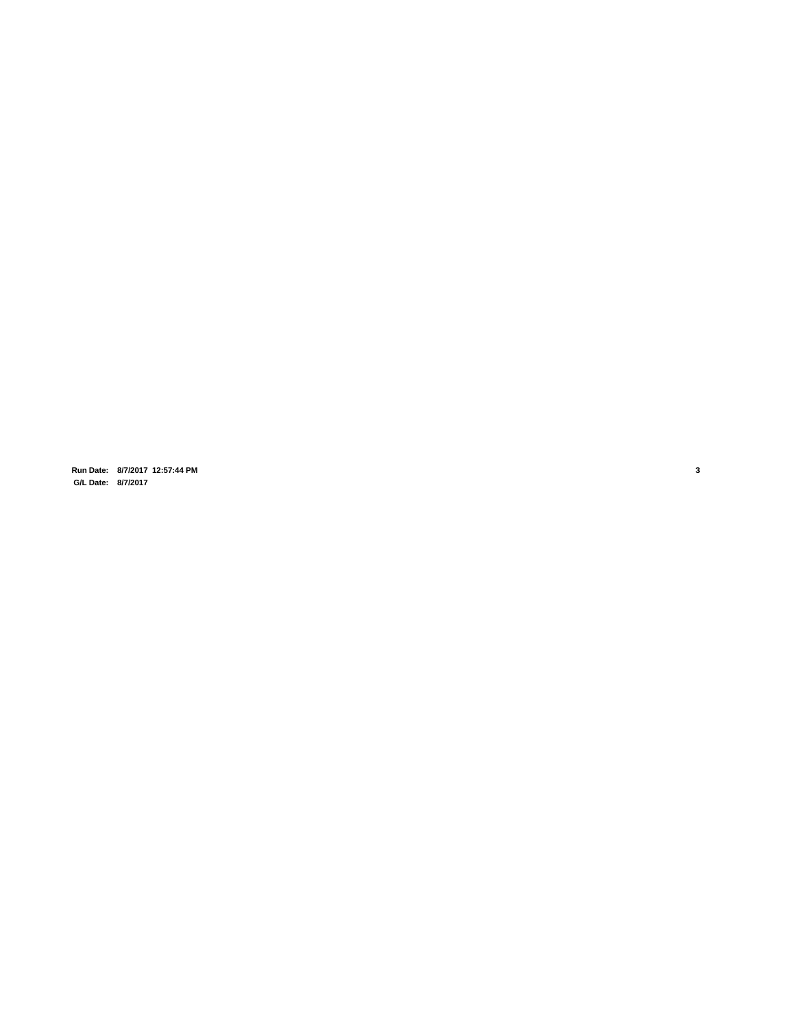**Run Date:** 8/7/2017 12:57:44 PM

**G/L Date:** 8/7/2017